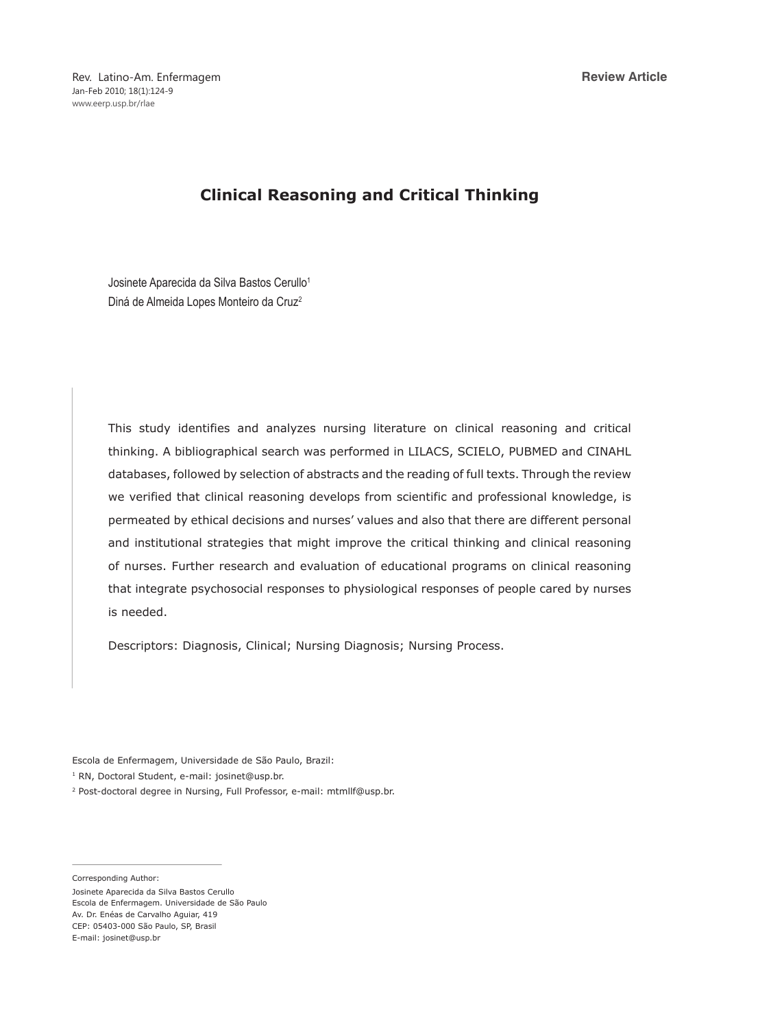Review Article

# Clinical Reasoning and Critical Thinking

Josinete Aparecida da Silva Bastos Cerullo[1]
Diná de Almeida Lopes Monteiro da Cruz[2]

This study identifies and analyzes nursing literature on clinical reasoning and critical thinking. A bibliographical search was performed in LILACS, SCIELO, PUBMED and CINAHL databases, followed by selection of abstracts and the reading of full texts. Through the review we verified that clinical reasoning develops from scientific and professional knowledge, is permeated by ethical decisions and nurses' values and also that there are different personal and institutional strategies that might improve the critical thinking and clinical reasoning of nurses. Further research and evaluation of educational programs on clinical reasoning that integrate psychosocial responses to physiological responses of people cared by nurses is needed.

Descriptors: Diagnosis, Clinical; Nursing Diagnosis; Nursing Process.

Escola de Enfermagem, Universidade de São Paulo, Brazil:

[1] RN, Doctoral Student, e-mail: josinet@usp.br.

[2] Post-doctoral degree in Nursing, Full Professor, e-mail: mtmllf@usp.br.

Corresponding Author:
Josinete Aparecida da Silva Bastos Cerullo
Escola de Enfermagem. Universidade de São Paulo
Av. Dr. Enéas de Carvalho Aguiar, 419
CEP: 05403-000 São Paulo, SP, Brasil
E-mail: josinet@usp.br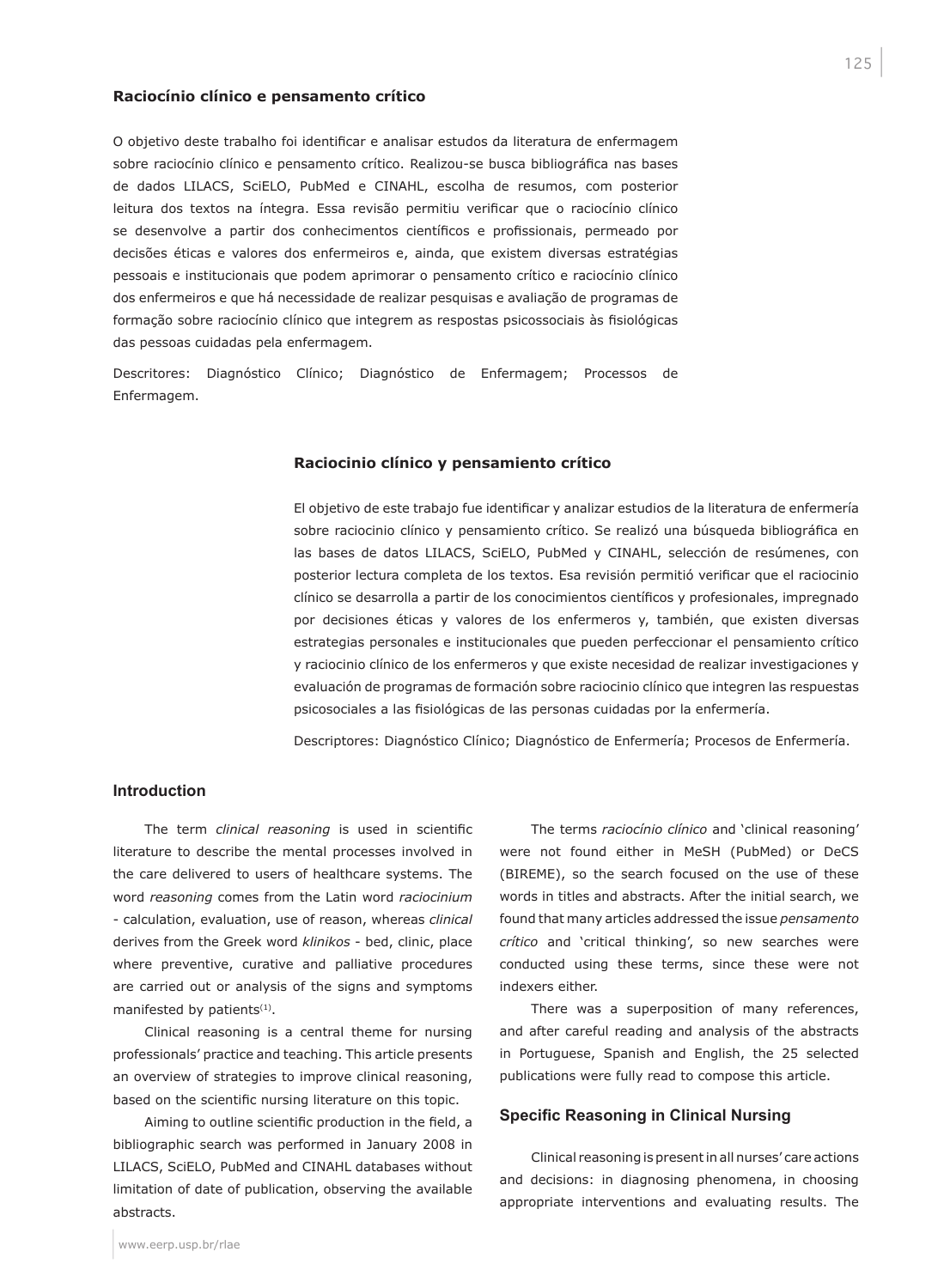### Raciocínio clínico e pensamento crítico

O objetivo deste trabalho foi identificar e analisar estudos da literatura de enfermagem sobre raciocínio clínico e pensamento crítico. Realizou-se busca bibliográfica nas bases de dados LILACS, SciELO, PubMed e CINAHL, escolha de resumos, com posterior leitura dos textos na íntegra. Essa revisão permitiu verificar que o raciocínio clínico se desenvolve a partir dos conhecimentos científicos e profissionais, permeado por decisões éticas e valores dos enfermeiros e, ainda, que existem diversas estratégias pessoais e institucionais que podem aprimorar o pensamento crítico e raciocínio clínico dos enfermeiros e que há necessidade de realizar pesquisas e avaliação de programas de formação sobre raciocínio clínico que integrem as respostas psicossociais às fisiológicas das pessoas cuidadas pela enfermagem.

Descritores: Diagnóstico Clínico; Diagnóstico de Enfermagem; Processos de Enfermagem.

### Raciocinio clínico y pensamiento crítico

El objetivo de este trabajo fue identificar y analizar estudios de la literatura de enfermería sobre raciocinio clínico y pensamiento crítico. Se realizó una búsqueda bibliográfica en las bases de datos LILACS, SciELO, PubMed y CINAHL, selección de resúmenes, con posterior lectura completa de los textos. Esa revisión permitió verificar que el raciocinio clínico se desarrolla a partir de los conocimientos científicos y profesionales, impregnado por decisiones éticas y valores de los enfermeros y, también, que existen diversas estrategias personales e institucionales que pueden perfeccionar el pensamiento crítico y raciocinio clínico de los enfermeros y que existe necesidad de realizar investigaciones y evaluación de programas de formación sobre raciocinio clínico que integren las respuestas psicosociales a las fisiológicas de las personas cuidadas por la enfermería.

Descriptores: Diagnóstico Clínico; Diagnóstico de Enfermería; Procesos de Enfermería.

## Introduction

The term *clinical reasoning* is used in scientific literature to describe the mental processes involved in the care delivered to users of healthcare systems. The word *reasoning* comes from the Latin word *raciocinium* - calculation, evaluation, use of reason, whereas *clinical* derives from the Greek word *klinikos* - bed, clinic, place where preventive, curative and palliative procedures are carried out or analysis of the signs and symptoms manifested by patients[1].

Clinical reasoning is a central theme for nursing professionals' practice and teaching. This article presents an overview of strategies to improve clinical reasoning, based on the scientific nursing literature on this topic.

Aiming to outline scientific production in the field, a bibliographic search was performed in January 2008 in LILACS, SciELO, PubMed and CINAHL databases without limitation of date of publication, observing the available abstracts.

The terms *raciocínio clínico* and 'clinical reasoning' were not found either in MeSH (PubMed) or DeCS (BIREME), so the search focused on the use of these words in titles and abstracts. After the initial search, we found that many articles addressed the issue *pensamento crítico* and 'critical thinking', so new searches were conducted using these terms, since these were not indexers either.

There was a superposition of many references, and after careful reading and analysis of the abstracts in Portuguese, Spanish and English, the 25 selected publications were fully read to compose this article.

## Specific Reasoning in Clinical Nursing

Clinical reasoning is present in all nurses' care actions and decisions: in diagnosing phenomena, in choosing appropriate interventions and evaluating results. The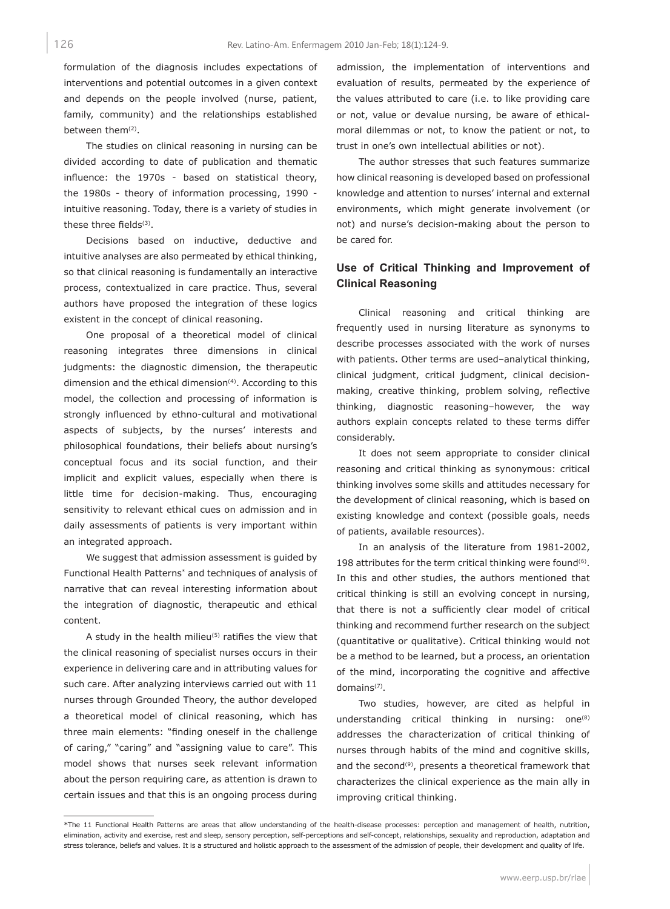formulation of the diagnosis includes expectations of interventions and potential outcomes in a given context and depends on the people involved (nurse, patient, family, community) and the relationships established between them[2].

The studies on clinical reasoning in nursing can be divided according to date of publication and thematic influence: the 1970s - based on statistical theory, the 1980s - theory of information processing, 1990 - intuitive reasoning. Today, there is a variety of studies in these three fields[3].

Decisions based on inductive, deductive and intuitive analyses are also permeated by ethical thinking, so that clinical reasoning is fundamentally an interactive process, contextualized in care practice. Thus, several authors have proposed the integration of these logics existent in the concept of clinical reasoning.

One proposal of a theoretical model of clinical reasoning integrates three dimensions in clinical judgments: the diagnostic dimension, the therapeutic dimension and the ethical dimension[4]. According to this model, the collection and processing of information is strongly influenced by ethno-cultural and motivational aspects of subjects, by the nurses' interests and philosophical foundations, their beliefs about nursing's conceptual focus and its social function, and their implicit and explicit values, especially when there is little time for decision-making. Thus, encouraging sensitivity to relevant ethical cues on admission and in daily assessments of patients is very important within an integrated approach.

We suggest that admission assessment is guided by Functional Health Patterns* and techniques of analysis of narrative that can reveal interesting information about the integration of diagnostic, therapeutic and ethical content.

A study in the health milieu[5] ratifies the view that the clinical reasoning of specialist nurses occurs in their experience in delivering care and in attributing values for such care. After analyzing interviews carried out with 11 nurses through Grounded Theory, the author developed a theoretical model of clinical reasoning, which has three main elements: "finding oneself in the challenge of caring," "caring" and "assigning value to care". This model shows that nurses seek relevant information about the person requiring care, as attention is drawn to certain issues and that this is an ongoing process during admission, the implementation of interventions and evaluation of results, permeated by the experience of the values attributed to care (i.e. to like providing care or not, value or devalue nursing, be aware of ethical-moral dilemmas or not, to know the patient or not, to trust in one's own intellectual abilities or not).

The author stresses that such features summarize how clinical reasoning is developed based on professional knowledge and attention to nurses' internal and external environments, which might generate involvement (or not) and nurse's decision-making about the person to be cared for.

## Use of Critical Thinking and Improvement of Clinical Reasoning

Clinical reasoning and critical thinking are frequently used in nursing literature as synonyms to describe processes associated with the work of nurses with patients. Other terms are used–analytical thinking, clinical judgment, critical judgment, clinical decision-making, creative thinking, problem solving, reflective thinking, diagnostic reasoning–however, the way authors explain concepts related to these terms differ considerably.

It does not seem appropriate to consider clinical reasoning and critical thinking as synonymous: critical thinking involves some skills and attitudes necessary for the development of clinical reasoning, which is based on existing knowledge and context (possible goals, needs of patients, available resources).

In an analysis of the literature from 1981-2002, 198 attributes for the term critical thinking were found[6]. In this and other studies, the authors mentioned that critical thinking is still an evolving concept in nursing, that there is not a sufficiently clear model of critical thinking and recommend further research on the subject (quantitative or qualitative). Critical thinking would not be a method to be learned, but a process, an orientation of the mind, incorporating the cognitive and affective domains[7].

Two studies, however, are cited as helpful in understanding critical thinking in nursing: one[8] addresses the characterization of critical thinking of nurses through habits of the mind and cognitive skills, and the second[9], presents a theoretical framework that characterizes the clinical experience as the main ally in improving critical thinking.

*The 11 Functional Health Patterns are areas that allow understanding of the health-disease processes: perception and management of health, nutrition, elimination, activity and exercise, rest and sleep, sensory perception, self-perceptions and self-concept, relationships, sexuality and reproduction, adaptation and stress tolerance, beliefs and values. It is a structured and holistic approach to the assessment of the admission of people, their development and quality of life.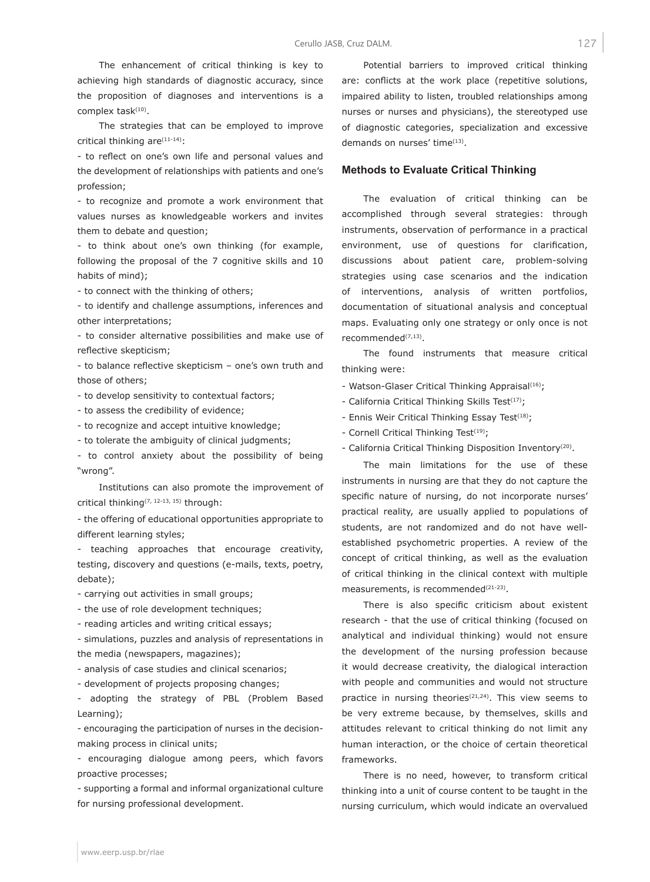The enhancement of critical thinking is key to achieving high standards of diagnostic accuracy, since the proposition of diagnoses and interventions is a complex task[10].

The strategies that can be employed to improve critical thinking are[11-14]:

- to reflect on one's own life and personal values and the development of relationships with patients and one's profession;
- to recognize and promote a work environment that values nurses as knowledgeable workers and invites them to debate and question;
- to think about one's own thinking (for example, following the proposal of the 7 cognitive skills and 10 habits of mind);
- to connect with the thinking of others;
- to identify and challenge assumptions, inferences and other interpretations;
- to consider alternative possibilities and make use of reflective skepticism;
- to balance reflective skepticism – one's own truth and those of others;
- to develop sensitivity to contextual factors;
- to assess the credibility of evidence;
- to recognize and accept intuitive knowledge;
- to tolerate the ambiguity of clinical judgments;
- to control anxiety about the possibility of being "wrong".

Institutions can also promote the improvement of critical thinking[7, 12-13, 15] through:

- the offering of educational opportunities appropriate to different learning styles;
- teaching approaches that encourage creativity, testing, discovery and questions (e-mails, texts, poetry, debate);
- carrying out activities in small groups;
- the use of role development techniques;
- reading articles and writing critical essays;
- simulations, puzzles and analysis of representations in the media (newspapers, magazines);
- analysis of case studies and clinical scenarios;
- development of projects proposing changes;
- adopting the strategy of PBL (Problem Based Learning);
- encouraging the participation of nurses in the decision-making process in clinical units;
- encouraging dialogue among peers, which favors proactive processes;
- supporting a formal and informal organizational culture for nursing professional development.

Potential barriers to improved critical thinking are: conflicts at the work place (repetitive solutions, impaired ability to listen, troubled relationships among nurses or nurses and physicians), the stereotyped use of diagnostic categories, specialization and excessive demands on nurses' time[13].

## Methods to Evaluate Critical Thinking

The evaluation of critical thinking can be accomplished through several strategies: through instruments, observation of performance in a practical environment, use of questions for clarification, discussions about patient care, problem-solving strategies using case scenarios and the indication of interventions, analysis of written portfolios, documentation of situational analysis and conceptual maps. Evaluating only one strategy or only once is not recommended[7,13].

The found instruments that measure critical thinking were:

- Watson-Glaser Critical Thinking Appraisal[16];
- California Critical Thinking Skills Test[17];
- Ennis Weir Critical Thinking Essay Test[18];
- Cornell Critical Thinking Test[19];
- California Critical Thinking Disposition Inventory[20].

The main limitations for the use of these instruments in nursing are that they do not capture the specific nature of nursing, do not incorporate nurses' practical reality, are usually applied to populations of students, are not randomized and do not have well-established psychometric properties. A review of the concept of critical thinking, as well as the evaluation of critical thinking in the clinical context with multiple measurements, is recommended[21-23].

There is also specific criticism about existent research - that the use of critical thinking (focused on analytical and individual thinking) would not ensure the development of the nursing profession because it would decrease creativity, the dialogical interaction with people and communities and would not structure practice in nursing theories[21,24]. This view seems to be very extreme because, by themselves, skills and attitudes relevant to critical thinking do not limit any human interaction, or the choice of certain theoretical frameworks.

There is no need, however, to transform critical thinking into a unit of course content to be taught in the nursing curriculum, which would indicate an overvalued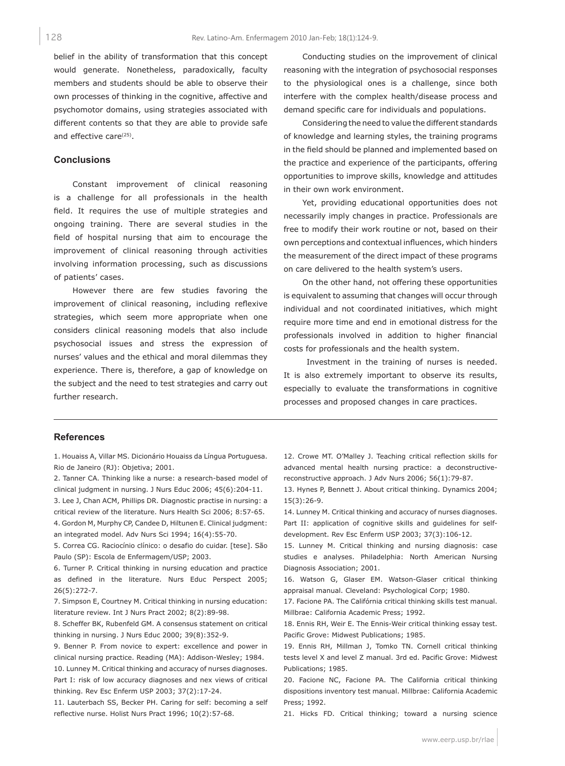belief in the ability of transformation that this concept would generate. Nonetheless, paradoxically, faculty members and students should be able to observe their own processes of thinking in the cognitive, affective and psychomotor domains, using strategies associated with different contents so that they are able to provide safe and effective care[25].

## Conclusions

Constant improvement of clinical reasoning is a challenge for all professionals in the health field. It requires the use of multiple strategies and ongoing training. There are several studies in the field of hospital nursing that aim to encourage the improvement of clinical reasoning through activities involving information processing, such as discussions of patients' cases.

However there are few studies favoring the improvement of clinical reasoning, including reflexive strategies, which seem more appropriate when one considers clinical reasoning models that also include psychosocial issues and stress the expression of nurses' values and the ethical and moral dilemmas they experience. There is, therefore, a gap of knowledge on the subject and the need to test strategies and carry out further research.

Conducting studies on the improvement of clinical reasoning with the integration of psychosocial responses to the physiological ones is a challenge, since both interfere with the complex health/disease process and demand specific care for individuals and populations.

Considering the need to value the different standards of knowledge and learning styles, the training programs in the field should be planned and implemented based on the practice and experience of the participants, offering opportunities to improve skills, knowledge and attitudes in their own work environment.

Yet, providing educational opportunities does not necessarily imply changes in practice. Professionals are free to modify their work routine or not, based on their own perceptions and contextual influences, which hinders the measurement of the direct impact of these programs on care delivered to the health system's users.

On the other hand, not offering these opportunities is equivalent to assuming that changes will occur through individual and not coordinated initiatives, which might require more time and end in emotional distress for the professionals involved in addition to higher financial costs for professionals and the health system.

Investment in the training of nurses is needed. It is also extremely important to observe its results, especially to evaluate the transformations in cognitive processes and proposed changes in care practices.

## References

1. Houaiss A, Villar MS. Dicionário Houaiss da Língua Portuguesa. Rio de Janeiro (RJ): Objetiva; 2001.
2. Tanner CA. Thinking like a nurse: a research-based model of clinical judgment in nursing. J Nurs Educ 2006; 45(6):204-11.
3. Lee J, Chan ACM, Phillips DR. Diagnostic practise in nursing: a critical review of the literature. Nurs Health Sci 2006; 8:57-65.
4. Gordon M, Murphy CP, Candee D, Hiltunen E. Clinical judgment: an integrated model. Adv Nurs Sci 1994; 16(4):55-70.
5. Correa CG. Raciocínio clínico: o desafio do cuidar. [tese]. São Paulo (SP): Escola de Enfermagem/USP; 2003.
6. Turner P. Critical thinking in nursing education and practice as defined in the literature. Nurs Educ Perspect 2005; 26(5):272-7.
7. Simpson E, Courtney M. Critical thinking in nursing education: literature review. Int J Nurs Pract 2002; 8(2):89-98.
8. Scheffer BK, Rubenfeld GM. A consensus statement on critical thinking in nursing. J Nurs Educ 2000; 39(8):352-9.
9. Benner P. From novice to expert: excellence and power in clinical nursing practice. Reading (MA): Addison-Wesley; 1984.
10. Lunney M. Critical thinking and accuracy of nurses diagnoses. Part I: risk of low accuracy diagnoses and nex views of critical thinking. Rev Esc Enferm USP 2003; 37(2):17-24.
11. Lauterbach SS, Becker PH. Caring for self: becoming a self reflective nurse. Holist Nurs Pract 1996; 10(2):57-68.
12. Crowe MT. O'Malley J. Teaching critical reflection skills for advanced mental health nursing practice: a deconstructive-reconstructive approach. J Adv Nurs 2006; 56(1):79-87.
13. Hynes P, Bennett J. About critical thinking. Dynamics 2004; 15(3):26-9.
14. Lunney M. Critical thinking and accuracy of nurses diagnoses. Part II: application of cognitive skills and guidelines for self-development. Rev Esc Enferm USP 2003; 37(3):106-12.
15. Lunney M. Critical thinking and nursing diagnosis: case studies e analyses. Philadelphia: North American Nursing Diagnosis Association; 2001.
16. Watson G, Glaser EM. Watson-Glaser critical thinking appraisal manual. Cleveland: Psychological Corp; 1980.
17. Facione PA. The Califórnia critical thinking skills test manual. Millbrae: California Academic Press; 1992.
18. Ennis RH, Weir E. The Ennis-Weir critical thinking essay test. Pacific Grove: Midwest Publications; 1985.
19. Ennis RH, Millman J, Tomko TN. Cornell critical thinking tests level X and level Z manual. 3rd ed. Pacific Grove: Midwest Publications; 1985.
20. Facione NC, Facione PA. The California critical thinking dispositions inventory test manual. Millbrae: California Academic Press; 1992.
21. Hicks FD. Critical thinking; toward a nursing science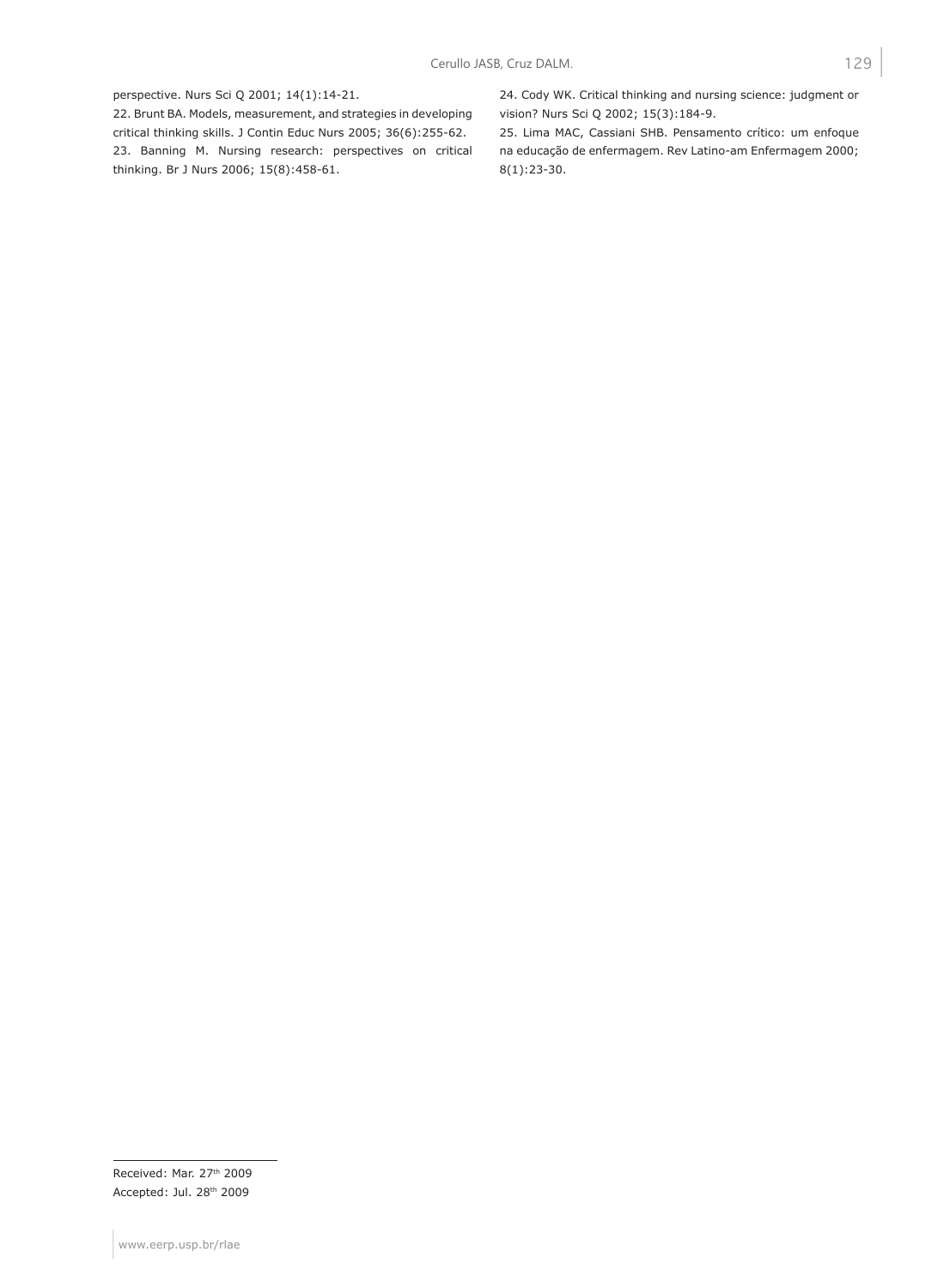perspective. Nurs Sci Q 2001; 14(1):14-21.

22. Brunt BA. Models, measurement, and strategies in developing critical thinking skills. J Contin Educ Nurs 2005; 36(6):255-62.

23. Banning M. Nursing research: perspectives on critical thinking. Br J Nurs 2006; 15(8):458-61.

24. Cody WK. Critical thinking and nursing science: judgment or vision? Nurs Sci Q 2002; 15(3):184-9.

25. Lima MAC, Cassiani SHB. Pensamento crítico: um enfoque na educação de enfermagem. Rev Latino-am Enfermagem 2000; 8(1):23-30.

Received: Mar. 27th 2009
Accepted: Jul. 28th 2009